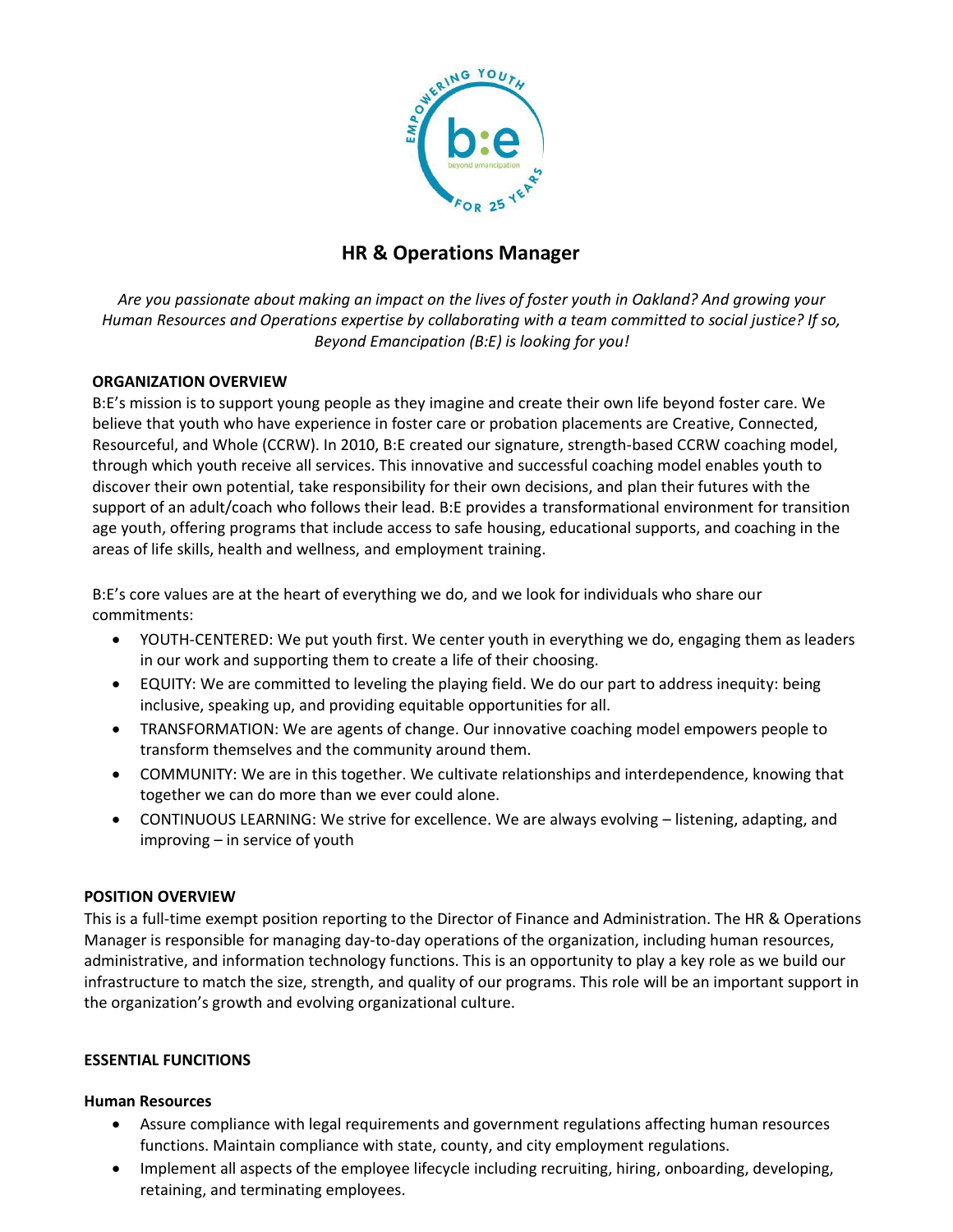# HR & Operations Manager

*Are you passionate about making an impact on the lives of foster youth in Oakland? And growing your Human Resources and Operations expertise by collaborating with a team committed to social justice? If so, Beyond Emancipation (B:E) is looking for you!*

**ORGANIZATION OVERVIEW**

B:E's mission is to support young people as they imagine and create their own life beyond foster care. We believe that youth who have experience in foster care or probation placements are Creative, Connected, Resourceful, and Whole (CCRW). In 2010, B:E created our signature, strength-based CCRW coaching model, through which youth receive all services. This innovative and successful coaching model enables youth to discover their own potential, take responsibility for their own decisions, and plan their futures with the support of an adult/coach who follows their lead. B:E provides a transformational environment for transition age youth, offering programs that include access to safe housing, educational supports, and coaching in the areas of life skills, health and wellness, and employment training.

B:E's core values are at the heart of everything we do, and we look for individuals who share our commitments:

- YOUTH-CENTERED: We put youth first. We center youth in everything we do, engaging them as leaders in our work and supporting them to create a life of their choosing.
- EQUITY: We are committed to leveling the playing field. We do our part to address inequity: being inclusive, speaking up, and providing equitable opportunities for all.
- TRANSFORMATION: We are agents of change. Our innovative coaching model empowers people to transform themselves and the community around them.
- COMMUNITY: We are in this together. We cultivate relationships and interdependence, knowing that together we can do more than we ever could alone.
- CONTINUOUS LEARNING: We strive for excellence. We are always evolving – listening, adapting, and improving – in service of youth

**POSITION OVERVIEW**

This is a full-time exempt position reporting to the Director of Finance and Administration. The HR & Operations Manager is responsible for managing day-to-day operations of the organization, including human resources, administrative, and information technology functions. This is an opportunity to play a key role as we build our infrastructure to match the size, strength, and quality of our programs. This role will be an important support in the organization's growth and evolving organizational culture.

**ESSENTIAL FUNCITIONS**

**Human Resources**

- Assure compliance with legal requirements and government regulations affecting human resources functions. Maintain compliance with state, county, and city employment regulations.
- Implement all aspects of the employee lifecycle including recruiting, hiring, onboarding, developing, retaining, and terminating employees.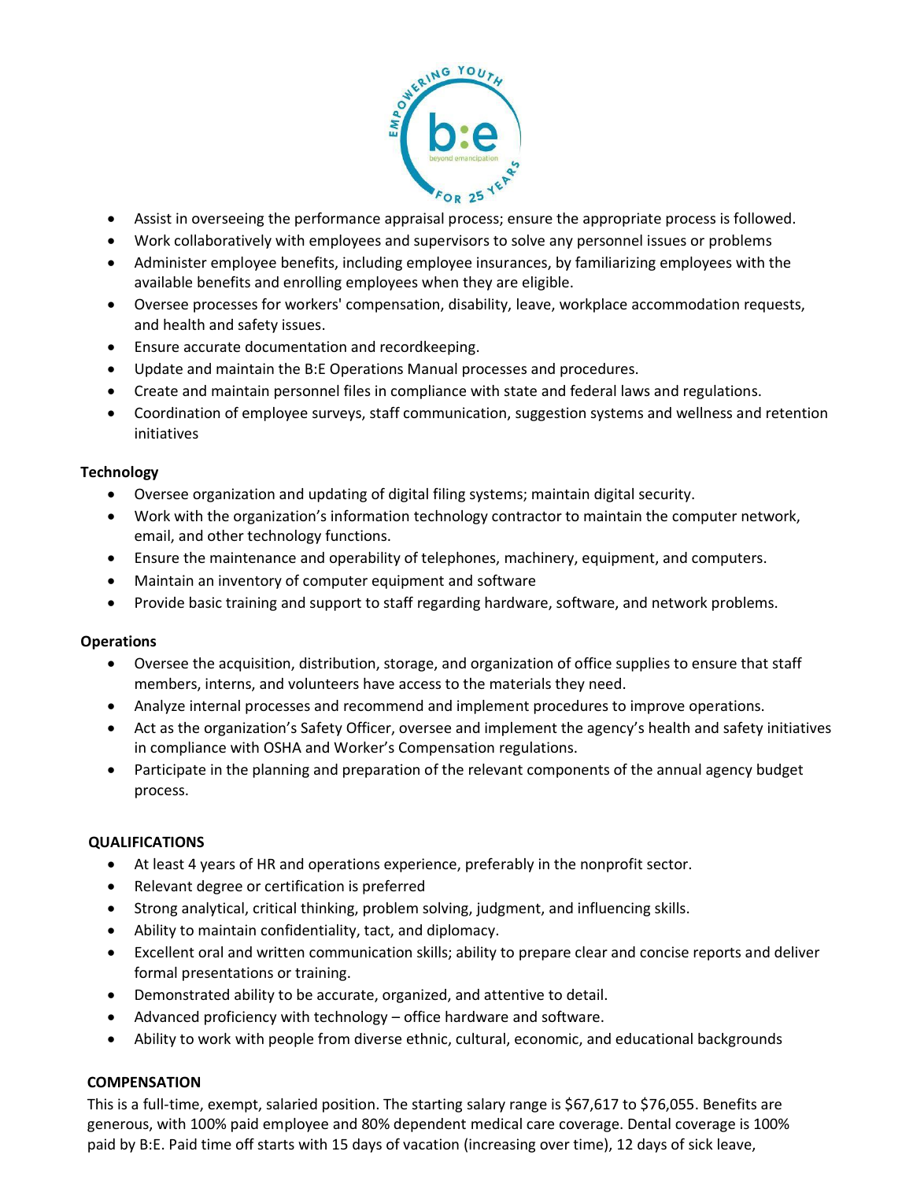- Assist in overseeing the performance appraisal process; ensure the appropriate process is followed.
- Work collaboratively with employees and supervisors to solve any personnel issues or problems
- Administer employee benefits, including employee insurances, by familiarizing employees with the available benefits and enrolling employees when they are eligible.
- Oversee processes for workers' compensation, disability, leave, workplace accommodation requests, and health and safety issues.
- Ensure accurate documentation and recordkeeping.
- Update and maintain the B:E Operations Manual processes and procedures.
- Create and maintain personnel files in compliance with state and federal laws and regulations.
- Coordination of employee surveys, staff communication, suggestion systems and wellness and retention initiatives

**Technology**

- Oversee organization and updating of digital filing systems; maintain digital security.
- Work with the organization's information technology contractor to maintain the computer network, email, and other technology functions.
- Ensure the maintenance and operability of telephones, machinery, equipment, and computers.
- Maintain an inventory of computer equipment and software
- Provide basic training and support to staff regarding hardware, software, and network problems.

**Operations**

- Oversee the acquisition, distribution, storage, and organization of office supplies to ensure that staff members, interns, and volunteers have access to the materials they need.
- Analyze internal processes and recommend and implement procedures to improve operations.
- Act as the organization's Safety Officer, oversee and implement the agency's health and safety initiatives in compliance with OSHA and Worker's Compensation regulations.
- Participate in the planning and preparation of the relevant components of the annual agency budget process.

**QUALIFICATIONS**

- At least 4 years of HR and operations experience, preferably in the nonprofit sector.
- Relevant degree or certification is preferred
- Strong analytical, critical thinking, problem solving, judgment, and influencing skills.
- Ability to maintain confidentiality, tact, and diplomacy.
- Excellent oral and written communication skills; ability to prepare clear and concise reports and deliver formal presentations or training.
- Demonstrated ability to be accurate, organized, and attentive to detail.
- Advanced proficiency with technology – office hardware and software.
- Ability to work with people from diverse ethnic, cultural, economic, and educational backgrounds

**COMPENSATION**

This is a full-time, exempt, salaried position. The starting salary range is $67,617 to $76,055. Benefits are generous, with 100% paid employee and 80% dependent medical care coverage. Dental coverage is 100% paid by B:E. Paid time off starts with 15 days of vacation (increasing over time), 12 days of sick leave,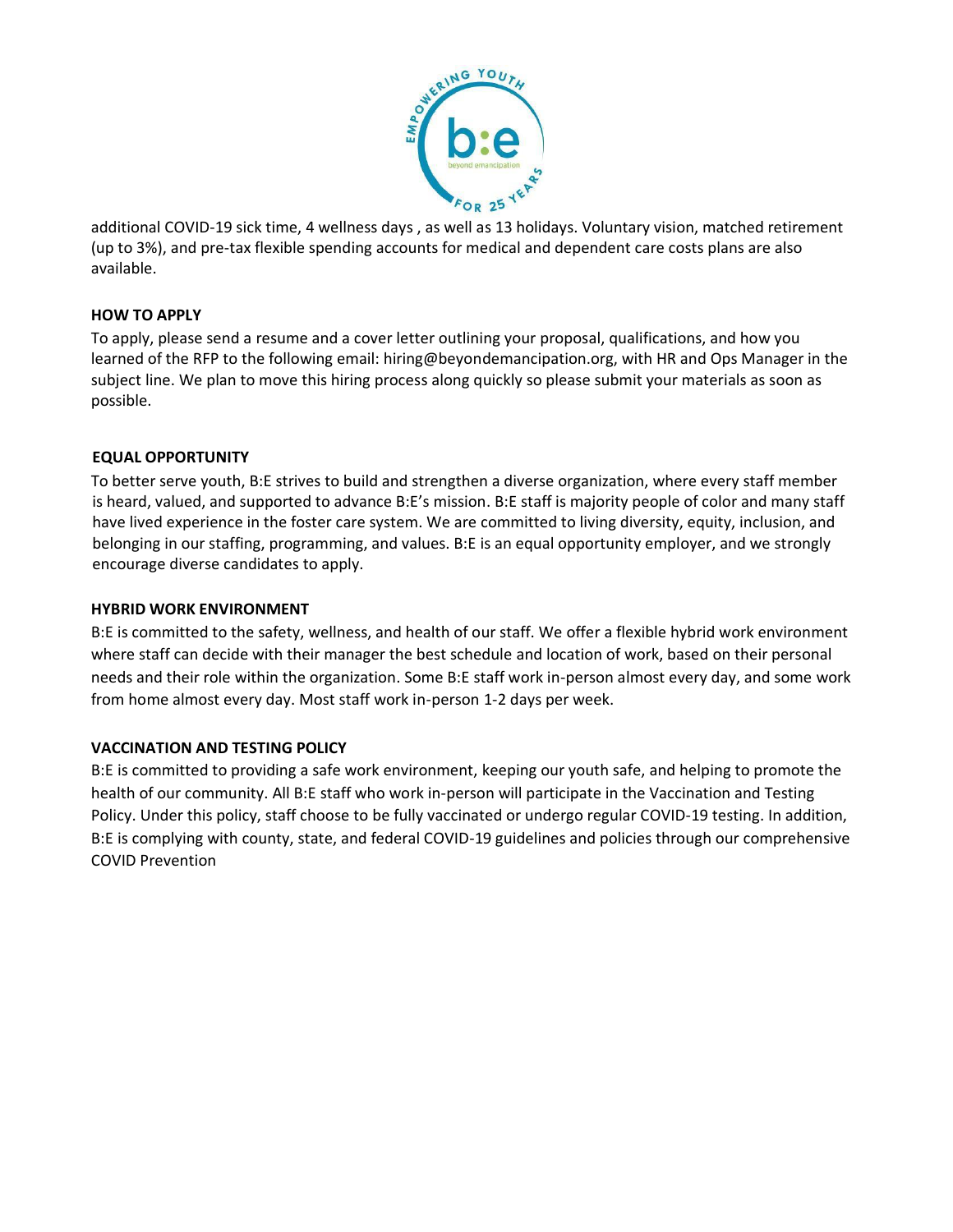additional COVID-19 sick time, 4 wellness days , as well as 13 holidays. Voluntary vision, matched retirement (up to 3%), and pre-tax flexible spending accounts for medical and dependent care costs plans are also available.

**HOW TO APPLY**

To apply, please send a resume and a cover letter outlining your proposal, qualifications, and how you learned of the RFP to the following email: hiring@beyondemancipation.org, with HR and Ops Manager in the subject line. We plan to move this hiring process along quickly so please submit your materials as soon as possible.

**EQUAL OPPORTUNITY**

To better serve youth, B:E strives to build and strengthen a diverse organization, where every staff member is heard, valued, and supported to advance B:E's mission. B:E staff is majority people of color and many staff have lived experience in the foster care system. We are committed to living diversity, equity, inclusion, and belonging in our staffing, programming, and values. B:E is an equal opportunity employer, and we strongly encourage diverse candidates to apply.

**HYBRID WORK ENVIRONMENT**

B:E is committed to the safety, wellness, and health of our staff. We offer a flexible hybrid work environment where staff can decide with their manager the best schedule and location of work, based on their personal needs and their role within the organization. Some B:E staff work in-person almost every day, and some work from home almost every day. Most staff work in-person 1-2 days per week.

**VACCINATION AND TESTING POLICY**

B:E is committed to providing a safe work environment, keeping our youth safe, and helping to promote the health of our community. All B:E staff who work in-person will participate in the Vaccination and Testing Policy. Under this policy, staff choose to be fully vaccinated or undergo regular COVID-19 testing. In addition, B:E is complying with county, state, and federal COVID-19 guidelines and policies through our comprehensive COVID Prevention